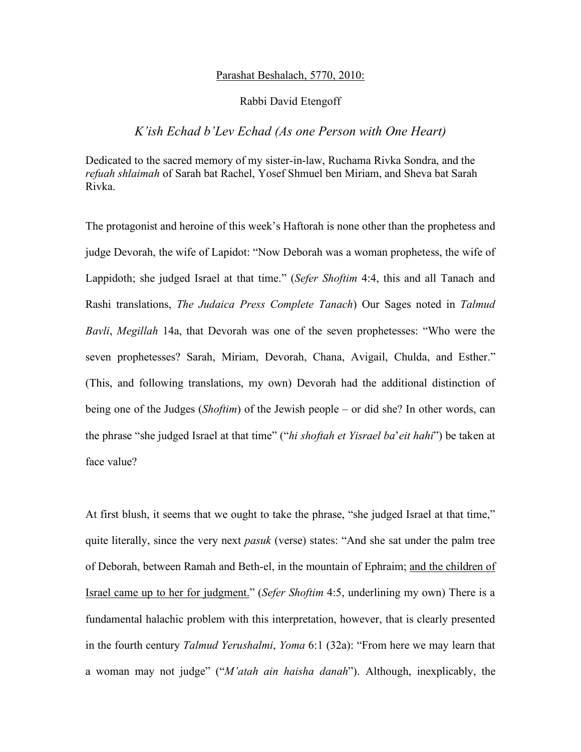<u>Parashat Beshalach, 5770, 2010:</u>

Rabbi David Etengoff

*K'ish Echad b'Lev Echad (As one Person with One Heart)*

Dedicated to the sacred memory of my sister-in-law, Ruchama Rivka Sondra, and the *refuah shlaimah* of Sarah bat Rachel, Yosef Shmuel ben Miriam, and Sheva bat Sarah Rivka.

The protagonist and heroine of this week's Haftorah is none other than the prophetess and judge Devorah, the wife of Lapidot: "Now Deborah was a woman prophetess, the wife of Lappidoth; she judged Israel at that time." (*Sefer Shoftim* 4:4, this and all Tanach and Rashi translations, *The Judaica Press Complete Tanach*) Our Sages noted in *Talmud Bavli*, *Megillah* 14a, that Devorah was one of the seven prophetesses: "Who were the seven prophetesses? Sarah, Miriam, Devorah, Chana, Avigail, Chulda, and Esther." (This, and following translations, my own) Devorah had the additional distinction of being one of the Judges (*Shoftim*) of the Jewish people – or did she? In other words, can the phrase "she judged Israel at that time" ("*hi shoftah et Yisrael ba*'*eit hahi*") be taken at face value?

At first blush, it seems that we ought to take the phrase, "she judged Israel at that time," quite literally, since the very next *pasuk* (verse) states: "And she sat under the palm tree of Deborah, between Ramah and Beth-el, in the mountain of Ephraim; <u>and the children of Israel came up to her for judgment.</u>" (*Sefer Shoftim* 4:5, underlining my own) There is a fundamental halachic problem with this interpretation, however, that is clearly presented in the fourth century *Talmud Yerushalmi*, *Yoma* 6:1 (32a): "From here we may learn that a woman may not judge" ("*M'atah ain haisha danah*"). Although, inexplicably, the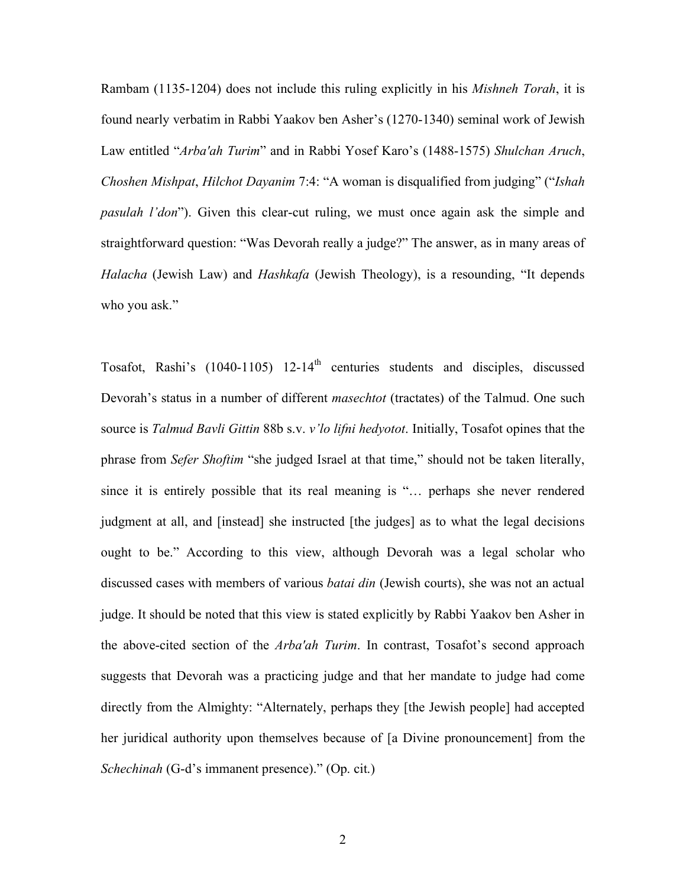Rambam (1135-1204) does not include this ruling explicitly in his *Mishneh Torah*, it is found nearly verbatim in Rabbi Yaakov ben Asher's (1270-1340) seminal work of Jewish Law entitled "*Arba'ah Turim*" and in Rabbi Yosef Karo's (1488-1575) *Shulchan Aruch*, *Choshen Mishpat*, *Hilchot Dayanim* 7:4: "A woman is disqualified from judging" ("*Ishah pasulah l'don*"). Given this clear-cut ruling, we must once again ask the simple and straightforward question: "Was Devorah really a judge?" The answer, as in many areas of *Halacha* (Jewish Law) and *Hashkafa* (Jewish Theology), is a resounding, "It depends who you ask."

Tosafot, Rashi's (1040-1105) 12-14th centuries students and disciples, discussed Devorah's status in a number of different *masechtot* (tractates) of the Talmud. One such source is *Talmud Bavli Gittin* 88b s.v. *v'lo lifni hedyotot*. Initially, Tosafot opines that the phrase from *Sefer Shoftim* "she judged Israel at that time," should not be taken literally, since it is entirely possible that its real meaning is "… perhaps she never rendered judgment at all, and [instead] she instructed [the judges] as to what the legal decisions ought to be." According to this view, although Devorah was a legal scholar who discussed cases with members of various *batai din* (Jewish courts), she was not an actual judge. It should be noted that this view is stated explicitly by Rabbi Yaakov ben Asher in the above-cited section of the *Arba'ah Turim*. In contrast, Tosafot's second approach suggests that Devorah was a practicing judge and that her mandate to judge had come directly from the Almighty: "Alternately, perhaps they [the Jewish people] had accepted her juridical authority upon themselves because of [a Divine pronouncement] from the *Schechinah* (G-d's immanent presence)." (Op. cit.)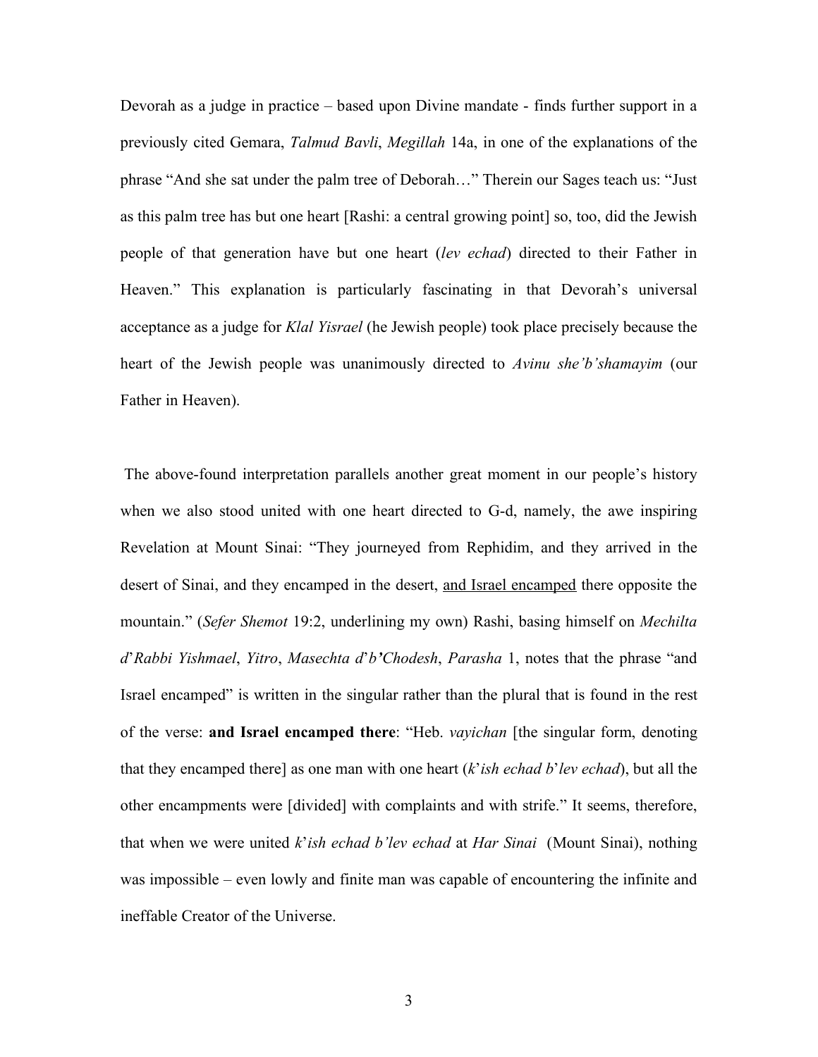Devorah as a judge in practice – based upon Divine mandate - finds further support in a previously cited Gemara, *Talmud Bavli*, *Megillah* 14a, in one of the explanations of the phrase "And she sat under the palm tree of Deborah…" Therein our Sages teach us: "Just as this palm tree has but one heart [Rashi: a central growing point] so, too, did the Jewish people of that generation have but one heart (*lev echad*) directed to their Father in Heaven." This explanation is particularly fascinating in that Devorah's universal acceptance as a judge for *Klal Yisrael* (he Jewish people) took place precisely because the heart of the Jewish people was unanimously directed to *Avinu she'b'shamayim* (our Father in Heaven).

The above-found interpretation parallels another great moment in our people's history when we also stood united with one heart directed to G-d, namely, the awe inspiring Revelation at Mount Sinai: "They journeyed from Rephidim, and they arrived in the desert of Sinai, and they encamped in the desert, <u>and Israel encamped</u> there opposite the mountain." (*Sefer Shemot* 19:2, underlining my own) Rashi, basing himself on *Mechilta d'Rabbi Yishmael*, *Yitro*, *Masechta d'b'Chodesh*, *Parasha* 1, notes that the phrase "and Israel encamped" is written in the singular rather than the plural that is found in the rest of the verse: **and Israel encamped there**: "Heb. *vayichan* [the singular form, denoting that they encamped there] as one man with one heart (*k'ish echad b'lev echad*), but all the other encampments were [divided] with complaints and with strife." It seems, therefore, that when we were united *k'ish echad b'lev echad* at *Har Sinai* (Mount Sinai), nothing was impossible – even lowly and finite man was capable of encountering the infinite and ineffable Creator of the Universe.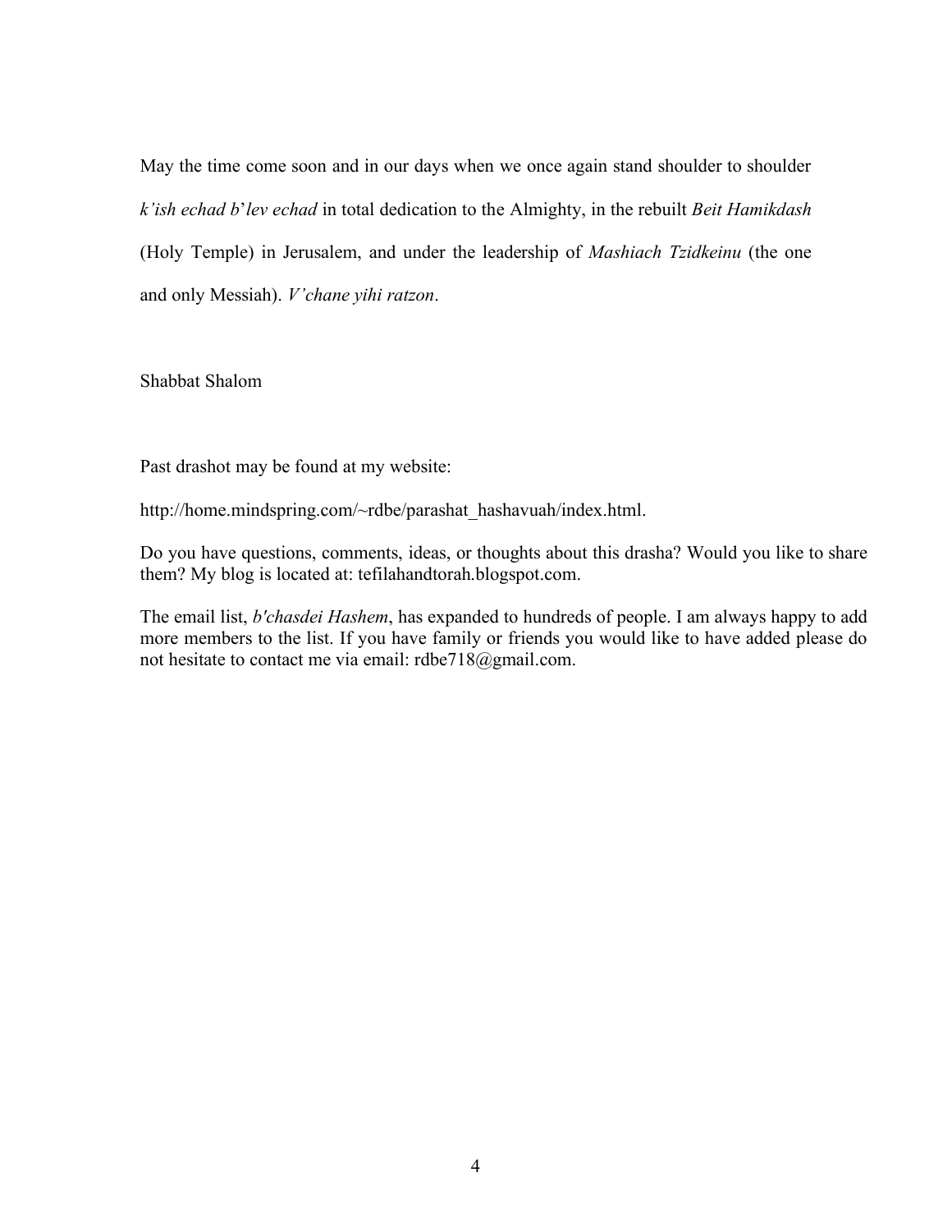May the time come soon and in our days when we once again stand shoulder to shoulder *k'ish echad b'lev echad* in total dedication to the Almighty, in the rebuilt *Beit Hamikdash* (Holy Temple) in Jerusalem, and under the leadership of *Mashiach Tzidkeinu* (the one and only Messiah). *V'chane yihi ratzon*.

Shabbat Shalom

Past drashot may be found at my website:

http://home.mindspring.com/~rdbe/parashat_hashavuah/index.html.

Do you have questions, comments, ideas, or thoughts about this drasha? Would you like to share them? My blog is located at: tefilahandtorah.blogspot.com.

The email list, *b'chasdei Hashem*, has expanded to hundreds of people. I am always happy to add more members to the list. If you have family or friends you would like to have added please do not hesitate to contact me via email: rdbe718@gmail.com.